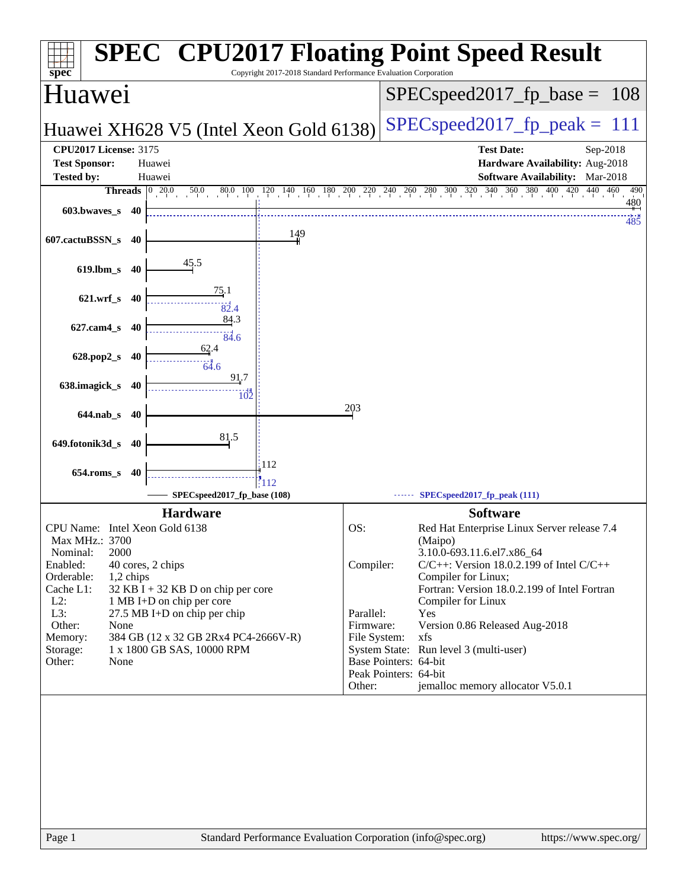# SPEC CPU2017 Floating Point Speed Result

Copyright 2017-2018 Standard Performance Evaluation Corporation

## Huawei

**Huawei XH628 V5 (Intel Xeon Gold 6138)**

SPECspeed2017_fp_base = 108

SPECspeed2017_fp_peak = 111

| | | | |
|---|---|---|---|
| **CPU2017 License:** | 3175 | **Test Date:** | Sep-2018 |
| **Test Sponsor:** | Huawei | **Hardware Availability:** | Aug-2018 |
| **Tested by:** | Huawei | **Software Availability:** | Mar-2018 |

| Benchmark | Threads | Base | Peak |
|---|---|---|---|
| 603.bwaves_s | 40 | 480 | 485 |
| 607.cactuBSSN_s | 40 | 149 | |
| 619.lbm_s | 40 | 45.5 | |
| 621.wrf_s | 40 | 75.1 | 82.4 |
| 627.cam4_s | 40 | 84.3 | 84.6 |
| 628.pop2_s | 40 | 62.4 | 64.6 |
| 638.imagick_s | 40 | 91.7 | 102 |
| 644.nab_s | 40 | 203 | |
| 649.fotonik3d_s | 40 | 81.5 | |
| 654.roms_s | 40 | 112 | 112 |

SPECspeed2017_fp_base (108) — SPECspeed2017_fp_peak (111)

### Hardware

| | |
|---|---|
| CPU Name: | Intel Xeon Gold 6138 |
| Max MHz.: | 3700 |
| Nominal: | 2000 |
| Enabled: | 40 cores, 2 chips |
| Orderable: | 1,2 chips |
| Cache L1: | 32 KB I + 32 KB D on chip per core |
| L2: | 1 MB I+D on chip per core |
| L3: | 27.5 MB I+D on chip per chip |
| Other: | None |
| Memory: | 384 GB (12 x 32 GB 2Rx4 PC4-2666V-R) |
| Storage: | 1 x 1800 GB SAS, 10000 RPM |
| Other: | None |

### Software

| | |
|---|---|
| OS: | Red Hat Enterprise Linux Server release 7.4 (Maipo) 3.10.0-693.11.6.el7.x86_64 |
| Compiler: | C/C++: Version 18.0.2.199 of Intel C/C++ Compiler for Linux; Fortran: Version 18.0.2.199 of Intel Fortran Compiler for Linux |
| Parallel: | Yes |
| Firmware: | Version 0.86 Released Aug-2018 |
| File System: | xfs |
| System State: | Run level 3 (multi-user) |
| Base Pointers: | 64-bit |
| Peak Pointers: | 64-bit |
| Other: | jemalloc memory allocator V5.0.1 |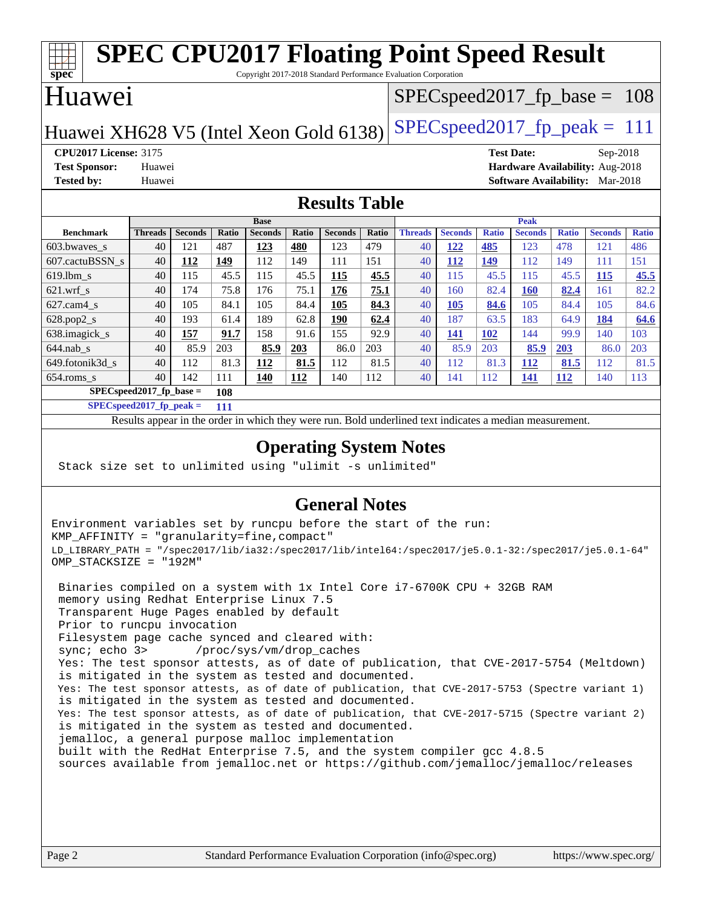# SPEC CPU2017 Floating Point Speed Result

Copyright 2017-2018 Standard Performance Evaluation Corporation

## Huawei

Huawei XH628 V5 (Intel Xeon Gold 6138)

SPECspeed2017_fp_base = 108

SPECspeed2017_fp_peak = 111

**CPU2017 License:** 3175
**Test Sponsor:** Huawei
**Tested by:** Huawei

**Test Date:** Sep-2018
**Hardware Availability:** Aug-2018
**Software Availability:** Mar-2018

## Results Table

| Benchmark | Base | | | | | | | Peak | | | | | | |
|---|---|---|---|---|---|---|---|---|---|---|---|---|---|---|
| | Threads | Seconds | Ratio | Seconds | Ratio | Seconds | Ratio | Threads | Seconds | Ratio | Seconds | Ratio | Seconds | Ratio |
| 603.bwaves_s | 40 | 121 | 487 | **123** | **480** | 123 | 479 | 40 | **122** | **485** | 123 | 478 | 121 | 486 |
| 607.cactuBSSN_s | 40 | **112** | **149** | 112 | 149 | 111 | 151 | 40 | **112** | **149** | 112 | 149 | 111 | 151 |
| 619.lbm_s | 40 | 115 | 45.5 | 115 | 45.5 | **115** | **45.5** | 40 | 115 | 45.5 | 115 | 45.5 | **115** | **45.5** |
| 621.wrf_s | 40 | 174 | 75.8 | 176 | 75.1 | **176** | **75.1** | 40 | 160 | 82.4 | **160** | **82.4** | 161 | 82.2 |
| 627.cam4_s | 40 | 105 | 84.1 | 105 | 84.4 | **105** | **84.3** | 40 | **105** | **84.6** | 105 | 84.4 | 105 | 84.6 |
| 628.pop2_s | 40 | 193 | 61.4 | 189 | 62.8 | **190** | **62.4** | 40 | 187 | 63.5 | 183 | 64.9 | **184** | **64.6** |
| 638.imagick_s | 40 | **157** | **91.7** | 158 | 91.6 | 155 | 92.9 | 40 | **141** | **102** | 144 | 99.9 | 140 | 103 |
| 644.nab_s | 40 | 85.9 | 203 | **85.9** | **203** | 86.0 | 203 | 40 | 85.9 | 203 | **85.9** | **203** | 86.0 | 203 |
| 649.fotonik3d_s | 40 | 112 | 81.3 | **112** | **81.5** | 112 | 81.5 | 40 | 112 | 81.3 | **112** | **81.5** | 112 | 81.5 |
| 654.roms_s | 40 | 142 | 111 | **140** | **112** | 140 | 112 | 40 | 141 | 112 | **141** | **112** | 140 | 113 |

**SPECspeed2017_fp_base = 108**

**SPECspeed2017_fp_peak = 111**

Results appear in the order in which they were run. Bold underlined text indicates a median measurement.

## Operating System Notes

```
Stack size set to unlimited using "ulimit -s unlimited"
```

## General Notes

```
Environment variables set by runcpu before the start of the run:
KMP_AFFINITY = "granularity=fine,compact"
LD_LIBRARY_PATH = "/spec2017/lib/ia32:/spec2017/lib/intel64:/spec2017/je5.0.1-32:/spec2017/je5.0.1-64"
OMP_STACKSIZE = "192M"

 Binaries compiled on a system with 1x Intel Core i7-6700K CPU + 32GB RAM
 memory using Redhat Enterprise Linux 7.5
 Transparent Huge Pages enabled by default
 Prior to runcpu invocation
 Filesystem page cache synced and cleared with:
 sync; echo 3>       /proc/sys/vm/drop_caches
 Yes: The test sponsor attests, as of date of publication, that CVE-2017-5754 (Meltdown)
 is mitigated in the system as tested and documented.
 Yes: The test sponsor attests, as of date of publication, that CVE-2017-5753 (Spectre variant 1)
 is mitigated in the system as tested and documented.
 Yes: The test sponsor attests, as of date of publication, that CVE-2017-5715 (Spectre variant 2)
 is mitigated in the system as tested and documented.
 jemalloc, a general purpose malloc implementation
 built with the RedHat Enterprise 7.5, and the system compiler gcc 4.8.5
 sources available from jemalloc.net or https://github.com/jemalloc/jemalloc/releases
```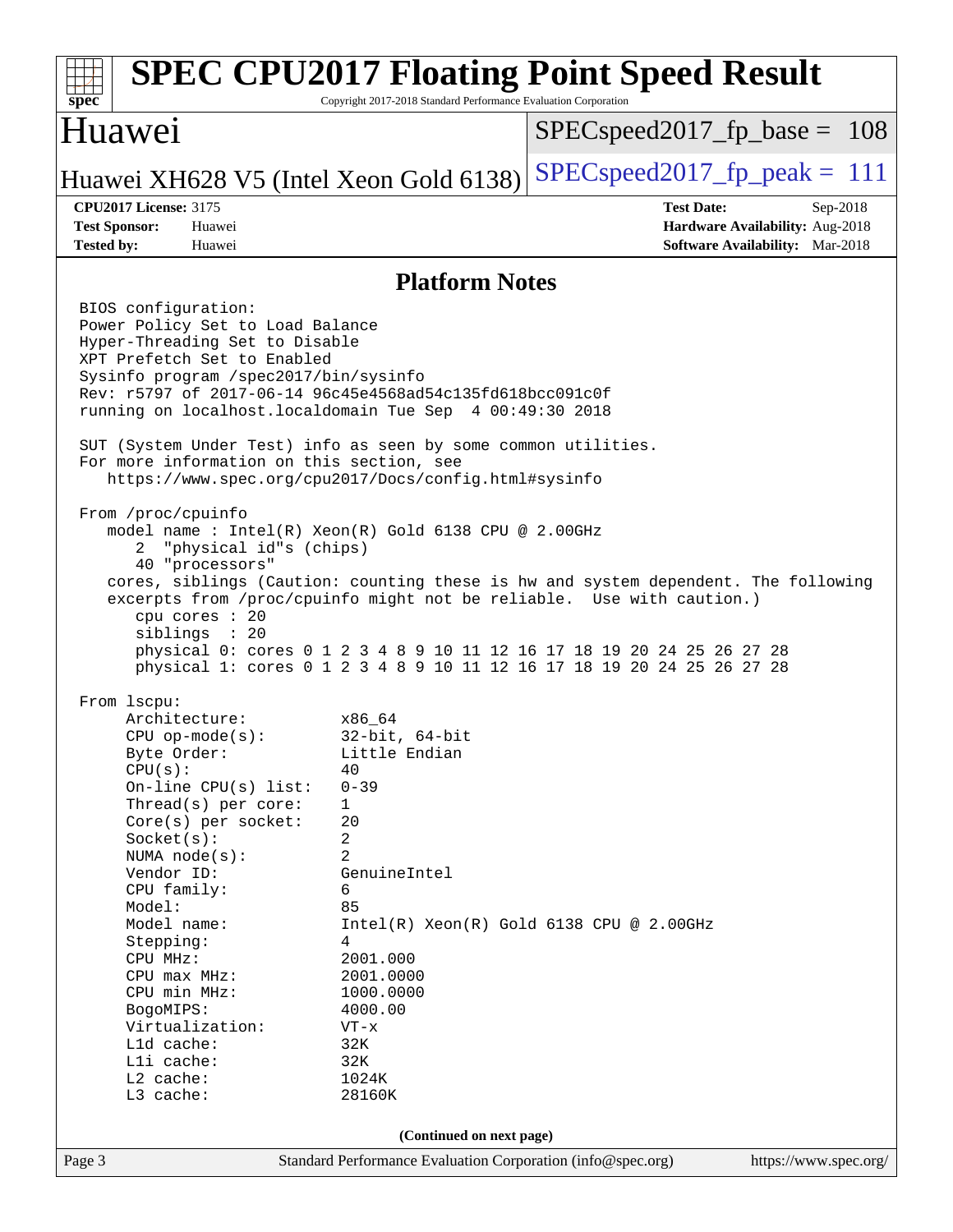# SPEC CPU2017 Floating Point Speed Result

Copyright 2017-2018 Standard Performance Evaluation Corporation

## Huawei

Huawei XH628 V5 (Intel Xeon Gold 6138)

SPECspeed2017_fp_base = 108

SPECspeed2017_fp_peak = 111

**CPU2017 License:** 3175
**Test Sponsor:** Huawei
**Tested by:** Huawei

**Test Date:** Sep-2018
**Hardware Availability:** Aug-2018
**Software Availability:** Mar-2018

## Platform Notes

```
BIOS configuration:
Power Policy Set to Load Balance
Hyper-Threading Set to Disable
XPT Prefetch Set to Enabled
Sysinfo program /spec2017/bin/sysinfo
Rev: r5797 of 2017-06-14 96c45e4568ad54c135fd618bcc091c0f
running on localhost.localdomain Tue Sep  4 00:49:30 2018

SUT (System Under Test) info as seen by some common utilities.
For more information on this section, see
   https://www.spec.org/cpu2017/Docs/config.html#sysinfo

From /proc/cpuinfo
   model name : Intel(R) Xeon(R) Gold 6138 CPU @ 2.00GHz
      2  "physical id"s (chips)
      40 "processors"
   cores, siblings (Caution: counting these is hw and system dependent. The following
   excerpts from /proc/cpuinfo might not be reliable.  Use with caution.)
      cpu cores : 20
      siblings  : 20
      physical 0: cores 0 1 2 3 4 8 9 10 11 12 16 17 18 19 20 24 25 26 27 28
      physical 1: cores 0 1 2 3 4 8 9 10 11 12 16 17 18 19 20 24 25 26 27 28

From lscpu:
     Architecture:          x86_64
     CPU op-mode(s):        32-bit, 64-bit
     Byte Order:            Little Endian
     CPU(s):                40
     On-line CPU(s) list:   0-39
     Thread(s) per core:    1
     Core(s) per socket:    20
     Socket(s):             2
     NUMA node(s):          2
     Vendor ID:             GenuineIntel
     CPU family:            6
     Model:                 85
     Model name:            Intel(R) Xeon(R) Gold 6138 CPU @ 2.00GHz
     Stepping:              4
     CPU MHz:               2001.000
     CPU max MHz:           2001.0000
     CPU min MHz:           1000.0000
     BogoMIPS:              4000.00
     Virtualization:        VT-x
     L1d cache:             32K
     L1i cache:             32K
     L2 cache:              1024K
     L3 cache:              28160K
```

**(Continued on next page)**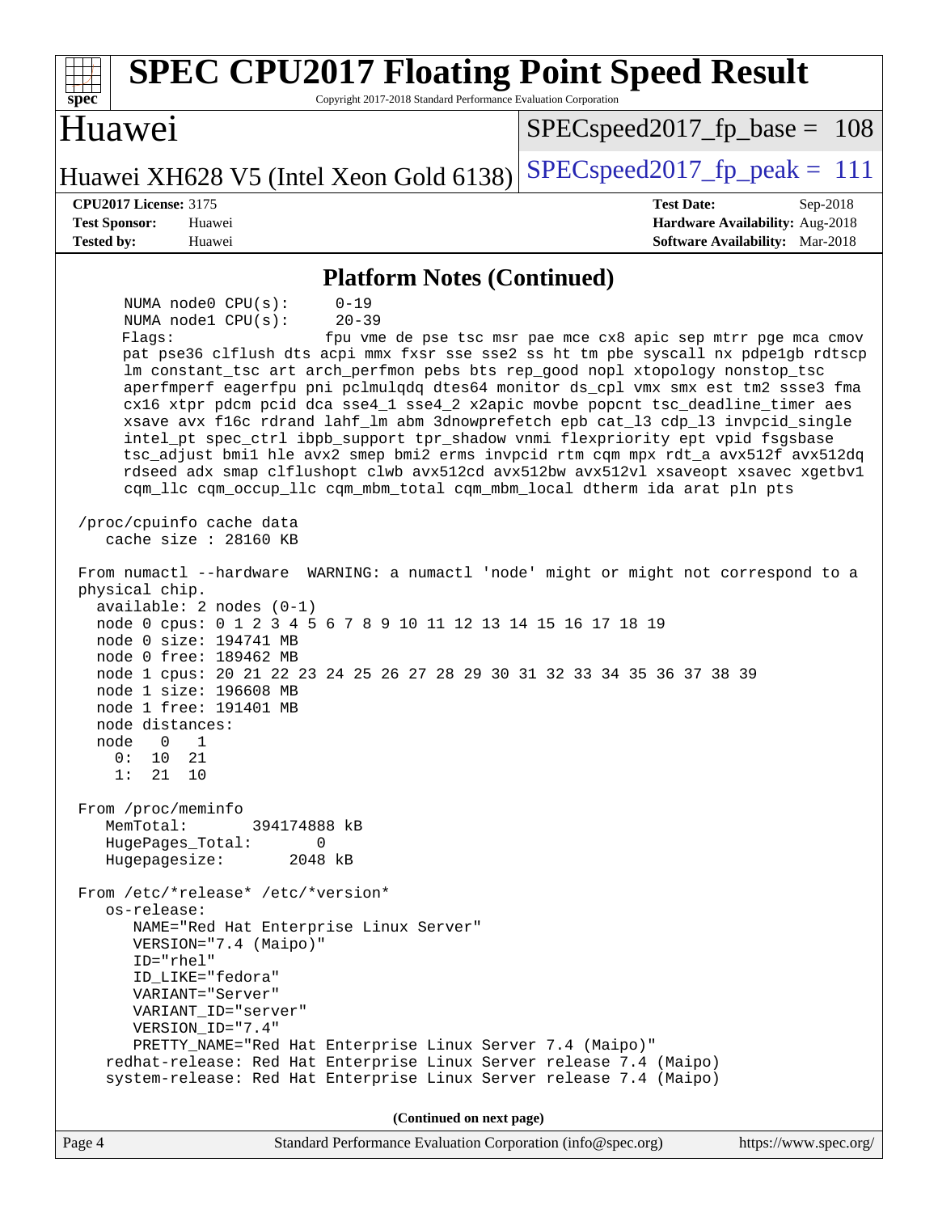## Platform Notes (Continued)

```
      NUMA node0 CPU(s):     0-19
      NUMA node1 CPU(s):     20-39
      Flags:                 fpu vme de pse tsc msr pae mce cx8 apic sep mtrr pge mca cmov
      pat pse36 clflush dts acpi mmx fxsr sse sse2 ss ht tm pbe syscall nx pdpe1gb rdtscp
      lm constant_tsc art arch_perfmon pebs bts rep_good nopl xtopology nonstop_tsc
      aperfmperf eagerfpu pni pclmulqdq dtes64 monitor ds_cpl vmx smx est tm2 ssse3 fma
      cx16 xtpr pdcm pcid dca sse4_1 sse4_2 x2apic movbe popcnt tsc_deadline_timer aes
      xsave avx f16c rdrand lahf_lm abm 3dnowprefetch epb cat_l3 cdp_l3 invpcid_single
      intel_pt spec_ctrl ibpb_support tpr_shadow vnmi flexpriority ept vpid fsgsbase
      tsc_adjust bmi1 hle avx2 smep bmi2 erms invpcid rtm cqm mpx rdt_a avx512f avx512dq
      rdseed adx smap clflushopt clwb avx512cd avx512bw avx512vl xsaveopt xsavec xgetbv1
      cqm_llc cqm_occup_llc cqm_mbm_total cqm_mbm_local dtherm ida arat pln pts

 /proc/cpuinfo cache data
    cache size : 28160 KB

 From numactl --hardware  WARNING: a numactl 'node' might or might not correspond to a
 physical chip.
   available: 2 nodes (0-1)
   node 0 cpus: 0 1 2 3 4 5 6 7 8 9 10 11 12 13 14 15 16 17 18 19
   node 0 size: 194741 MB
   node 0 free: 189462 MB
   node 1 cpus: 20 21 22 23 24 25 26 27 28 29 30 31 32 33 34 35 36 37 38 39
   node 1 size: 196608 MB
   node 1 free: 191401 MB
   node distances:
   node   0   1
     0:  10  21
     1:  21  10

 From /proc/meminfo
    MemTotal:       394174888 kB
    HugePages_Total:       0
    Hugepagesize:       2048 kB

 From /etc/*release* /etc/*version*
    os-release:
       NAME="Red Hat Enterprise Linux Server"
       VERSION="7.4 (Maipo)"
       ID="rhel"
       ID_LIKE="fedora"
       VARIANT="Server"
       VARIANT_ID="server"
       VERSION_ID="7.4"
       PRETTY_NAME="Red Hat Enterprise Linux Server 7.4 (Maipo)"
    redhat-release: Red Hat Enterprise Linux Server release 7.4 (Maipo)
    system-release: Red Hat Enterprise Linux Server release 7.4 (Maipo)
```

(Continued on next page)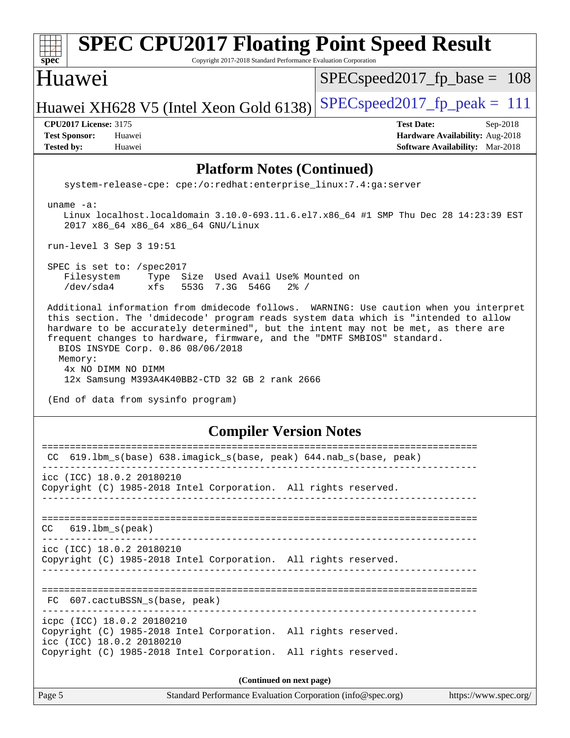## Platform Notes (Continued)

```
   system-release-cpe: cpe:/o:redhat:enterprise_linux:7.4:ga:server

 uname -a:
   Linux localhost.localdomain 3.10.0-693.11.6.el7.x86_64 #1 SMP Thu Dec 28 14:23:39 EST
   2017 x86_64 x86_64 x86_64 GNU/Linux

 run-level 3 Sep 3 19:51

 SPEC is set to: /spec2017
   Filesystem     Type  Size  Used Avail Use% Mounted on
   /dev/sda4      xfs   553G  7.3G  546G   2% /

 Additional information from dmidecode follows.  WARNING: Use caution when you interpret
 this section. The 'dmidecode' program reads system data which is "intended to allow
 hardware to be accurately determined", but the intent may not be met, as there are
 frequent changes to hardware, firmware, and the "DMTF SMBIOS" standard.
   BIOS INSYDE Corp. 0.86 08/06/2018
   Memory:
    4x NO DIMM NO DIMM
    12x Samsung M393A4K40BB2-CTD 32 GB 2 rank 2666

 (End of data from sysinfo program)
```

## Compiler Version Notes

```
==============================================================================
 CC  619.lbm_s(base) 638.imagick_s(base, peak) 644.nab_s(base, peak)
------------------------------------------------------------------------------
icc (ICC) 18.0.2 20180210
Copyright (C) 1985-2018 Intel Corporation.  All rights reserved.
------------------------------------------------------------------------------

==============================================================================
CC   619.lbm_s(peak)
------------------------------------------------------------------------------
icc (ICC) 18.0.2 20180210
Copyright (C) 1985-2018 Intel Corporation.  All rights reserved.
------------------------------------------------------------------------------

==============================================================================
 FC  607.cactuBSSN_s(base, peak)
------------------------------------------------------------------------------
icpc (ICC) 18.0.2 20180210
Copyright (C) 1985-2018 Intel Corporation.  All rights reserved.
icc (ICC) 18.0.2 20180210
Copyright (C) 1985-2018 Intel Corporation.  All rights reserved.
```

(Continued on next page)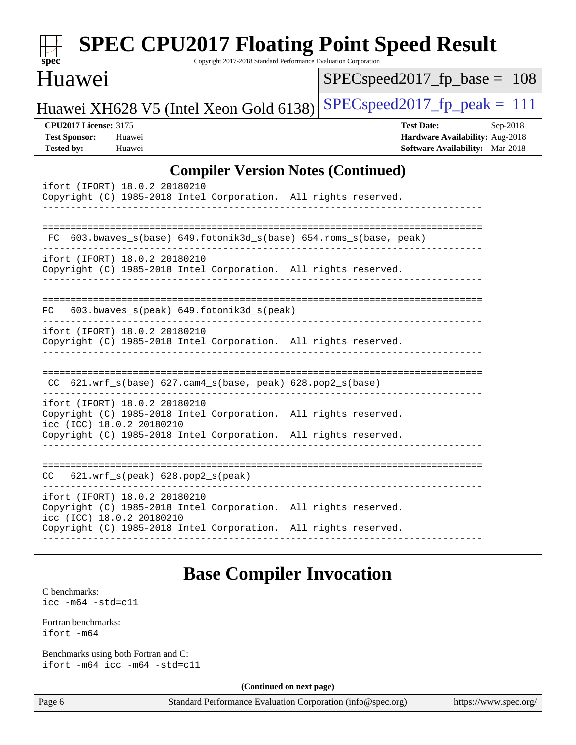## Compiler Version Notes (Continued)

```
ifort (IFORT) 18.0.2 20180210
Copyright (C) 1985-2018 Intel Corporation.  All rights reserved.
------------------------------------------------------------------------------

==============================================================================
 FC  603.bwaves_s(base) 649.fotonik3d_s(base) 654.roms_s(base, peak)
------------------------------------------------------------------------------
ifort (IFORT) 18.0.2 20180210
Copyright (C) 1985-2018 Intel Corporation.  All rights reserved.
------------------------------------------------------------------------------

==============================================================================
FC   603.bwaves_s(peak) 649.fotonik3d_s(peak)
------------------------------------------------------------------------------
ifort (IFORT) 18.0.2 20180210
Copyright (C) 1985-2018 Intel Corporation.  All rights reserved.
------------------------------------------------------------------------------

==============================================================================
 CC  621.wrf_s(base) 627.cam4_s(base, peak) 628.pop2_s(base)
------------------------------------------------------------------------------
ifort (IFORT) 18.0.2 20180210
Copyright (C) 1985-2018 Intel Corporation.  All rights reserved.
icc (ICC) 18.0.2 20180210
Copyright (C) 1985-2018 Intel Corporation.  All rights reserved.
------------------------------------------------------------------------------

==============================================================================
CC   621.wrf_s(peak) 628.pop2_s(peak)
------------------------------------------------------------------------------
ifort (IFORT) 18.0.2 20180210
Copyright (C) 1985-2018 Intel Corporation.  All rights reserved.
icc (ICC) 18.0.2 20180210
Copyright (C) 1985-2018 Intel Corporation.  All rights reserved.
------------------------------------------------------------------------------
```

## Base Compiler Invocation

C benchmarks:
`icc -m64 -std=c11`

Fortran benchmarks:
`ifort -m64`

Benchmarks using both Fortran and C:
`ifort -m64 icc -m64 -std=c11`

**(Continued on next page)**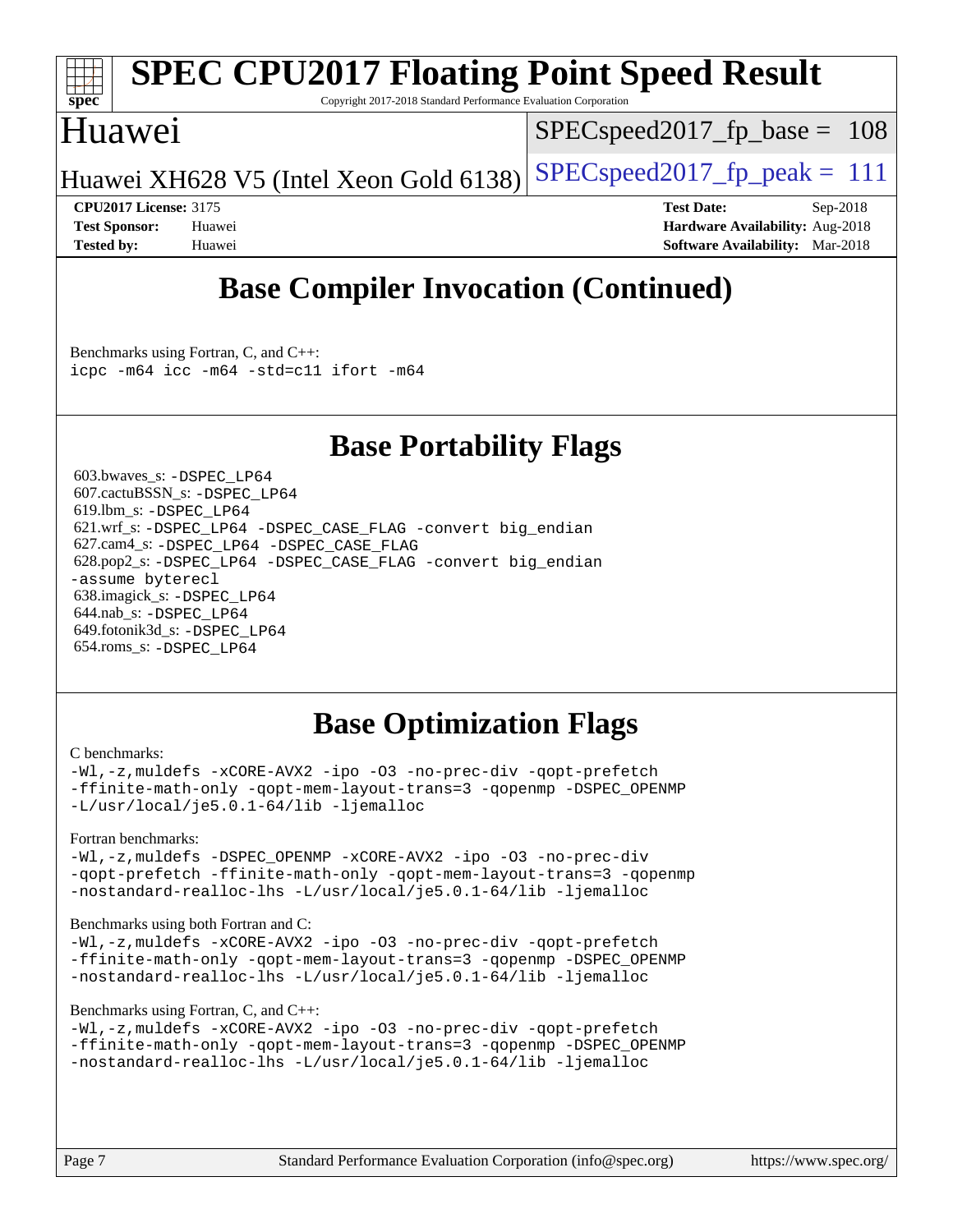## Base Compiler Invocation (Continued)

Benchmarks using Fortran, C, and C++:
`icpc -m64 icc -m64 -std=c11 ifort -m64`

## Base Portability Flags

603.bwaves_s: `-DSPEC_LP64`
607.cactuBSSN_s: `-DSPEC_LP64`
619.lbm_s: `-DSPEC_LP64`
621.wrf_s: `-DSPEC_LP64 -DSPEC_CASE_FLAG -convert big_endian`
627.cam4_s: `-DSPEC_LP64 -DSPEC_CASE_FLAG`
628.pop2_s: `-DSPEC_LP64 -DSPEC_CASE_FLAG -convert big_endian -assume byterecl`
638.imagick_s: `-DSPEC_LP64`
644.nab_s: `-DSPEC_LP64`
649.fotonik3d_s: `-DSPEC_LP64`
654.roms_s: `-DSPEC_LP64`

## Base Optimization Flags

C benchmarks:
```
-Wl,-z,muldefs -xCORE-AVX2 -ipo -O3 -no-prec-div -qopt-prefetch
-ffinite-math-only -qopt-mem-layout-trans=3 -qopenmp -DSPEC_OPENMP
-L/usr/local/je5.0.1-64/lib -ljemalloc
```

Fortran benchmarks:
```
-Wl,-z,muldefs -DSPEC_OPENMP -xCORE-AVX2 -ipo -O3 -no-prec-div
-qopt-prefetch -ffinite-math-only -qopt-mem-layout-trans=3 -qopenmp
-nostandard-realloc-lhs -L/usr/local/je5.0.1-64/lib -ljemalloc
```

Benchmarks using both Fortran and C:
```
-Wl,-z,muldefs -xCORE-AVX2 -ipo -O3 -no-prec-div -qopt-prefetch
-ffinite-math-only -qopt-mem-layout-trans=3 -qopenmp -DSPEC_OPENMP
-nostandard-realloc-lhs -L/usr/local/je5.0.1-64/lib -ljemalloc
```

Benchmarks using Fortran, C, and C++:
```
-Wl,-z,muldefs -xCORE-AVX2 -ipo -O3 -no-prec-div -qopt-prefetch
-ffinite-math-only -qopt-mem-layout-trans=3 -qopenmp -DSPEC_OPENMP
-nostandard-realloc-lhs -L/usr/local/je5.0.1-64/lib -ljemalloc
```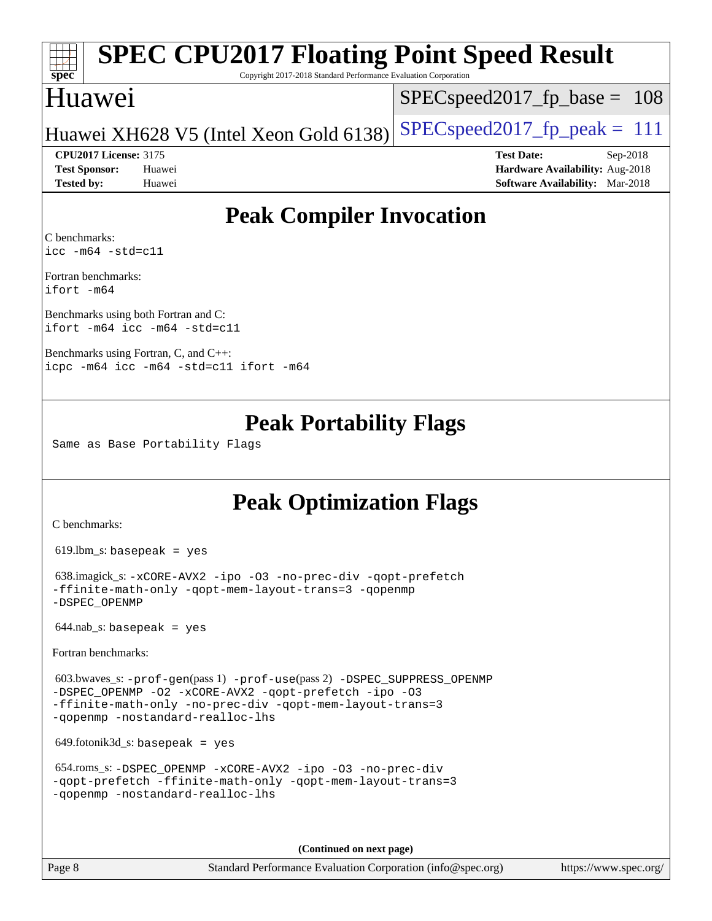# SPEC CPU2017 Floating Point Speed Result

Copyright 2017-2018 Standard Performance Evaluation Corporation

## Huawei

Huawei XH628 V5 (Intel Xeon Gold 6138)

SPECspeed2017_fp_base = 108

SPECspeed2017_fp_peak = 111

**CPU2017 License:** 3175
**Test Sponsor:** Huawei
**Tested by:** Huawei

**Test Date:** Sep-2018
**Hardware Availability:** Aug-2018
**Software Availability:** Mar-2018

## Peak Compiler Invocation

C benchmarks:
```
icc -m64 -std=c11
```

Fortran benchmarks:
```
ifort -m64
```

Benchmarks using both Fortran and C:
```
ifort -m64 icc -m64 -std=c11
```

Benchmarks using Fortran, C, and C++:
```
icpc -m64 icc -m64 -std=c11 ifort -m64
```

## Peak Portability Flags

Same as Base Portability Flags

## Peak Optimization Flags

C benchmarks:

619.lbm_s: `basepeak = yes`

638.imagick_s: `-xCORE-AVX2 -ipo -O3 -no-prec-div -qopt-prefetch -ffinite-math-only -qopt-mem-layout-trans=3 -qopenmp -DSPEC_OPENMP`

644.nab_s: `basepeak = yes`

Fortran benchmarks:

603.bwaves_s: `-prof-gen`(pass 1) `-prof-use`(pass 2) `-DSPEC_SUPPRESS_OPENMP -DSPEC_OPENMP -O2 -xCORE-AVX2 -qopt-prefetch -ipo -O3 -ffinite-math-only -no-prec-div -qopt-mem-layout-trans=3 -qopenmp -nostandard-realloc-lhs`

649.fotonik3d_s: `basepeak = yes`

654.roms_s: `-DSPEC_OPENMP -xCORE-AVX2 -ipo -O3 -no-prec-div -qopt-prefetch -ffinite-math-only -qopt-mem-layout-trans=3 -qopenmp -nostandard-realloc-lhs`

(Continued on next page)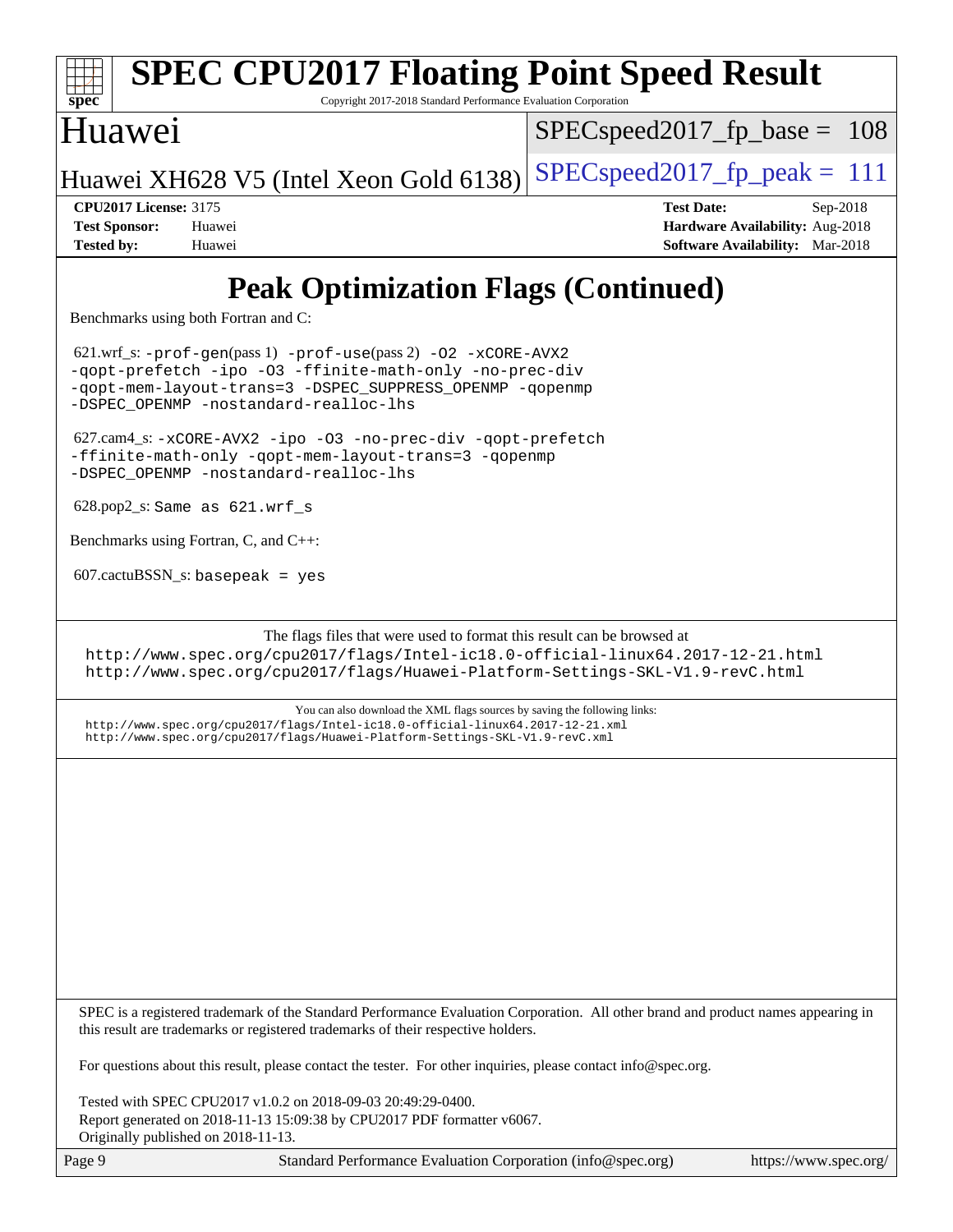# Peak Optimization Flags (Continued)

Benchmarks using both Fortran and C:

621.wrf_s: `-prof-gen`(pass 1) `-prof-use`(pass 2) `-O2 -xCORE-AVX2 -qopt-prefetch -ipo -O3 -ffinite-math-only -no-prec-div -qopt-mem-layout-trans=3 -DSPEC_SUPPRESS_OPENMP -qopenmp -DSPEC_OPENMP -nostandard-realloc-lhs`

627.cam4_s: `-xCORE-AVX2 -ipo -O3 -no-prec-div -qopt-prefetch -ffinite-math-only -qopt-mem-layout-trans=3 -qopenmp -DSPEC_OPENMP -nostandard-realloc-lhs`

628.pop2_s: `Same as 621.wrf_s`

Benchmarks using Fortran, C, and C++:

607.cactuBSSN_s: `basepeak = yes`

The flags files that were used to format this result can be browsed at
http://www.spec.org/cpu2017/flags/Intel-ic18.0-official-linux64.2017-12-21.html
http://www.spec.org/cpu2017/flags/Huawei-Platform-Settings-SKL-V1.9-revC.html

You can also download the XML flags sources by saving the following links:
http://www.spec.org/cpu2017/flags/Intel-ic18.0-official-linux64.2017-12-21.xml
http://www.spec.org/cpu2017/flags/Huawei-Platform-Settings-SKL-V1.9-revC.xml

SPEC is a registered trademark of the Standard Performance Evaluation Corporation. All other brand and product names appearing in this result are trademarks or registered trademarks of their respective holders.

For questions about this result, please contact the tester. For other inquiries, please contact info@spec.org.

Tested with SPEC CPU2017 v1.0.2 on 2018-09-03 20:49:29-0400.
Report generated on 2018-11-13 15:09:38 by CPU2017 PDF formatter v6067.
Originally published on 2018-11-13.